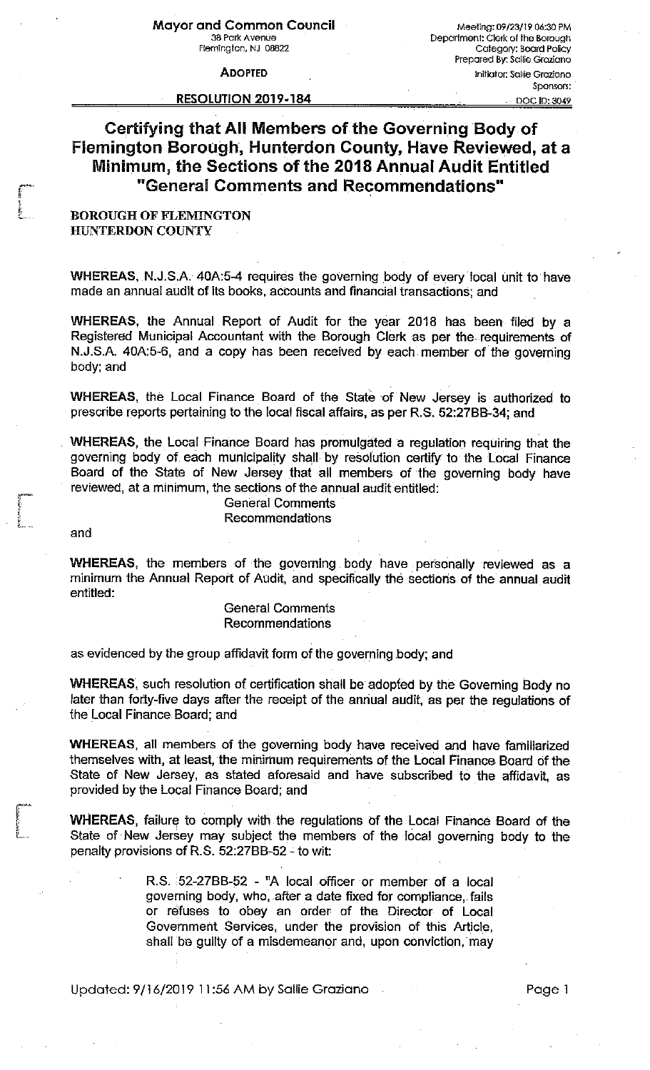**Mayor and Common Council**
38 Park Avenue
Flemington, NJ 08822

Meeting: 09/23/19 06:30 PM
Department: Clerk of the Borough
Category: Board Policy
Prepared By: Sallie Graziano
Initiator: Sallie Graziano
Sponsors:
DOC ID: 3049

**ADOPTED**

**RESOLUTION 2019-184**

# Certifying that All Members of the Governing Body of Flemington Borough, Hunterdon County, Have Reviewed, at a Minimum, the Sections of the 2018 Annual Audit Entitled "General Comments and Recommendations"

**BOROUGH OF FLEMINGTON**
**HUNTERDON COUNTY**

**WHEREAS**, N.J.S.A. 40A:5-4 requires the governing body of every local unit to have made an annual audit of its books, accounts and financial transactions; and

**WHEREAS**, the Annual Report of Audit for the year 2018 has been filed by a Registered Municipal Accountant with the Borough Clerk as per the requirements of N.J.S.A. 40A:5-6, and a copy has been received by each member of the governing body; and

**WHEREAS**, the Local Finance Board of the State of New Jersey is authorized to prescribe reports pertaining to the local fiscal affairs, as per R.S. 52:27BB-34; and

**WHEREAS**, the Local Finance Board has promulgated a regulation requiring that the governing body of each municipality shall by resolution certify to the Local Finance Board of the State of New Jersey that all members of the governing body have reviewed, at a minimum, the sections of the annual audit entitled:

General Comments
Recommendations

and

**WHEREAS**, the members of the governing body have personally reviewed as a minimum the Annual Report of Audit, and specifically the sections of the annual audit entitled:

General Comments
Recommendations

as evidenced by the group affidavit form of the governing body; and

**WHEREAS**, such resolution of certification shall be adopted by the Governing Body no later than forty-five days after the receipt of the annual audit, as per the regulations of the Local Finance Board; and

**WHEREAS**, all members of the governing body have received and have familiarized themselves with, at least, the minimum requirements of the Local Finance Board of the State of New Jersey, as stated aforesaid and have subscribed to the affidavit, as provided by the Local Finance Board; and

**WHEREAS**, failure to comply with the regulations of the Local Finance Board of the State of New Jersey may subject the members of the local governing body to the penalty provisions of R.S. 52:27BB-52 - to wit:

> R.S. 52-27BB-52 - "A local officer or member of a local governing body, who, after a date fixed for compliance, fails or refuses to obey an order of the Director of Local Government Services, under the provision of this Article, shall be guilty of a misdemeanor and, upon conviction, may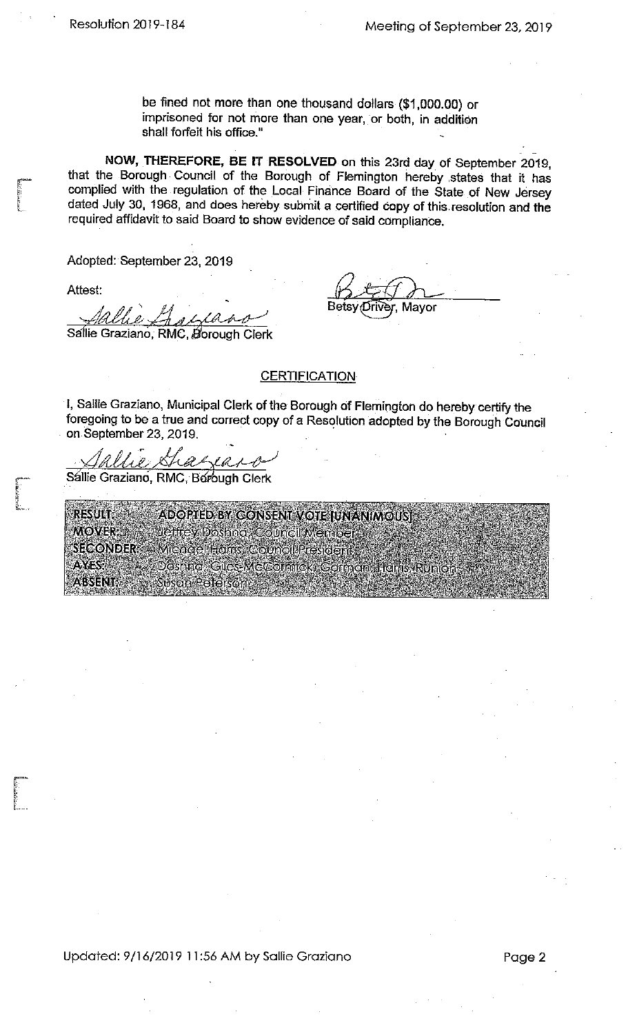be fined not more than one thousand dollars ($1,000.00) or imprisoned for not more than one year, or both, in addition shall forfeit his office."

**NOW, THEREFORE, BE IT RESOLVED** on this 23rd day of September 2019, that the Borough Council of the Borough of Flemington hereby states that it has complied with the regulation of the Local Finance Board of the State of New Jersey dated July 30, 1968, and does hereby submit a certified copy of this resolution and the required affidavit to said Board to show evidence of said compliance.

Adopted: September 23, 2019

Attest:

Sallie Graziano, RMC, Borough Clerk

Betsy Driver, Mayor

CERTIFICATION

I, Sallie Graziano, Municipal Clerk of the Borough of Flemington do hereby certify the foregoing to be a true and correct copy of a Resolution adopted by the Borough Council on September 23, 2019.

Sallie Graziano, RMC, Borough Clerk

| | |
|---|---|
| **RESULT:** | **ADOPTED BY CONSENT VOTE [UNANIMOUS]** |
| **MOVER:** | Jeffrey Doshna, Council Member |
| **SECONDER:** | Michael Harris, Council President |
| **AYES:** | Doshna, Giles-McCormick, Gorman, Harris, Runion |
| **ABSENT:** | Susan Peterson |

Updated: 9/16/2019 11:56 AM by Sallie Graziano